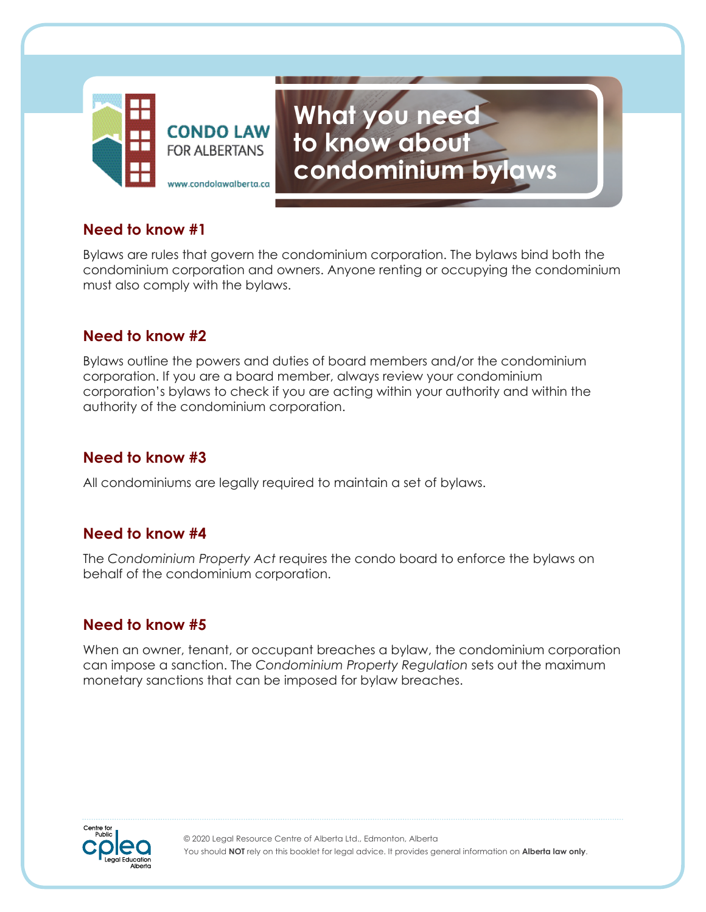CONDO LAW FOR ALBERTANS

www.condolawalberta.ca

# What you need to know about condominium bylaws

## Need to know #1

Bylaws are rules that govern the condominium corporation. The bylaws bind both the condominium corporation and owners. Anyone renting or occupying the condominium must also comply with the bylaws.

## Need to know #2

Bylaws outline the powers and duties of board members and/or the condominium corporation. If you are a board member, always review your condominium corporation's bylaws to check if you are acting within your authority and within the authority of the condominium corporation.

## Need to know #3

All condominiums are legally required to maintain a set of bylaws.

## Need to know #4

The *Condominium Property Act* requires the condo board to enforce the bylaws on behalf of the condominium corporation.

## Need to know #5

When an owner, tenant, or occupant breaches a bylaw, the condominium corporation can impose a sanction. The *Condominium Property Regulation* sets out the maximum monetary sanctions that can be imposed for bylaw breaches.

Centre for Public Legal Education Alberta

© 2020 Legal Resource Centre of Alberta Ltd., Edmonton, Alberta
You should **NOT** rely on this booklet for legal advice. It provides general information on **Alberta law only**.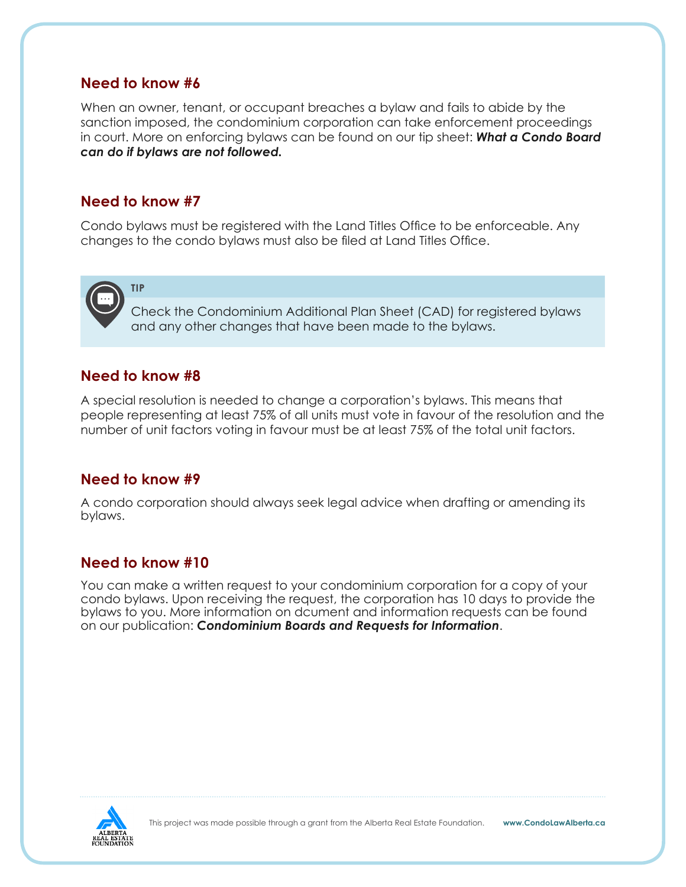## Need to know #6

When an owner, tenant, or occupant breaches a bylaw and fails to abide by the sanction imposed, the condominium corporation can take enforcement proceedings in court. More on enforcing bylaws can be found on our tip sheet: ***What a Condo Board can do if bylaws are not followed.***

## Need to know #7

Condo bylaws must be registered with the Land Titles Office to be enforceable. Any changes to the condo bylaws must also be filed at Land Titles Office.

**TIP**

Check the Condominium Additional Plan Sheet (CAD) for registered bylaws and any other changes that have been made to the bylaws.

## Need to know #8

A special resolution is needed to change a corporation's bylaws. This means that people representing at least 75% of all units must vote in favour of the resolution and the number of unit factors voting in favour must be at least 75% of the total unit factors.

## Need to know #9

A condo corporation should always seek legal advice when drafting or amending its bylaws.

## Need to know #10

You can make a written request to your condominium corporation for a copy of your condo bylaws. Upon receiving the request, the corporation has 10 days to provide the bylaws to you. More information on dcument and information requests can be found on our publication: ***Condominium Boards and Requests for Information***.

ALBERTA REAL ESTATE FOUNDATION

This project was made possible through a grant from the Alberta Real Estate Foundation. **www.CondoLawAlberta.ca**